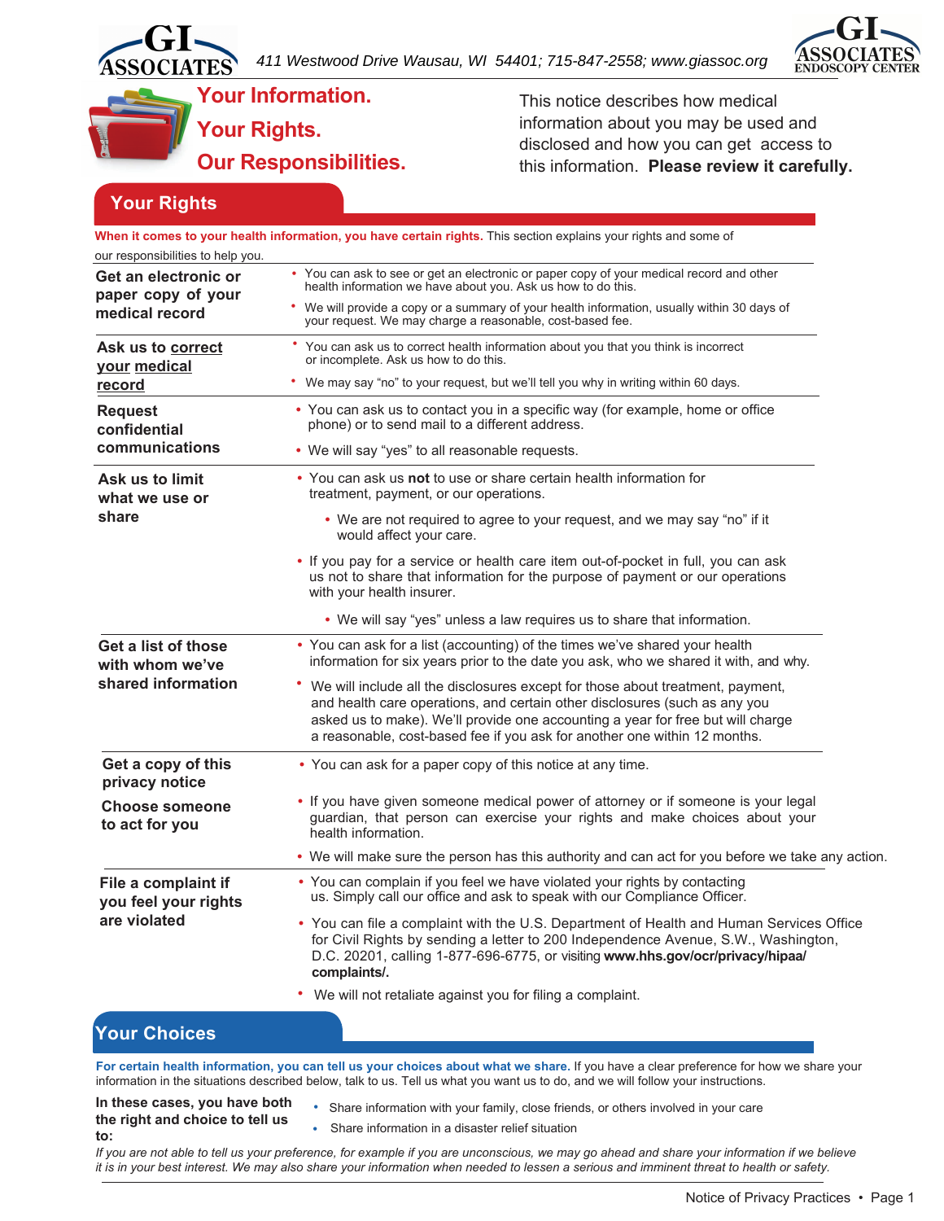GI ASSOCIATES

411 Westwood Drive Wausau, WI 54401; 715-847-2558; www.giassoc.org

GI ASSOCIATES ENDOSCOPY CENTER

# Your Information. Your Rights. Our Responsibilities.

This notice describes how medical information about you may be used and disclosed and how you can get access to this information. **Please review it carefully.**

## Your Rights

**When it comes to your health information, you have certain rights.** This section explains your rights and some of our responsibilities to help you.

### Get an electronic or paper copy of your medical record

- You can ask to see or get an electronic or paper copy of your medical record and other health information we have about you. Ask us how to do this.
- We will provide a copy or a summary of your health information, usually within 30 days of your request. We may charge a reasonable, cost-based fee.

### Ask us to correct your medical record

- You can ask us to correct health information about you that you think is incorrect or incomplete. Ask us how to do this.
- We may say "no" to your request, but we'll tell you why in writing within 60 days.

### Request confidential communications

- You can ask us to contact you in a specific way (for example, home or office phone) or to send mail to a different address.
- We will say "yes" to all reasonable requests.

### Ask us to limit what we use or share

- You can ask us **not** to use or share certain health information for treatment, payment, or our operations.
  - We are not required to agree to your request, and we may say "no" if it would affect your care.
- If you pay for a service or health care item out-of-pocket in full, you can ask us not to share that information for the purpose of payment or our operations with your health insurer.
  - We will say "yes" unless a law requires us to share that information.

### Get a list of those with whom we've shared information

- You can ask for a list (accounting) of the times we've shared your health information for six years prior to the date you ask, who we shared it with, and why.
- We will include all the disclosures except for those about treatment, payment, and health care operations, and certain other disclosures (such as any you asked us to make). We'll provide one accounting a year for free but will charge a reasonable, cost-based fee if you ask for another one within 12 months.

### Get a copy of this privacy notice

- You can ask for a paper copy of this notice at any time.

### Choose someone to act for you

- If you have given someone medical power of attorney or if someone is your legal guardian, that person can exercise your rights and make choices about your health information.
- We will make sure the person has this authority and can act for you before we take any action.

### File a complaint if you feel your rights are violated

- You can complain if you feel we have violated your rights by contacting us. Simply call our office and ask to speak with our Compliance Officer.
- You can file a complaint with the U.S. Department of Health and Human Services Office for Civil Rights by sending a letter to 200 Independence Avenue, S.W., Washington, D.C. 20201, calling 1-877-696-6775, or visiting **www.hhs.gov/ocr/privacy/hipaa/complaints/.**
- We will not retaliate against you for filing a complaint.

## Your Choices

**For certain health information, you can tell us your choices about what we share.** If you have a clear preference for how we share your information in the situations described below, talk to us. Tell us what you want us to do, and we will follow your instructions.

**In these cases, you have both the right and choice to tell us to:**

- Share information with your family, close friends, or others involved in your care
- Share information in a disaster relief situation

*If you are not able to tell us your preference, for example if you are unconscious, we may go ahead and share your information if we believe it is in your best interest. We may also share your information when needed to lessen a serious and imminent threat to health or safety.*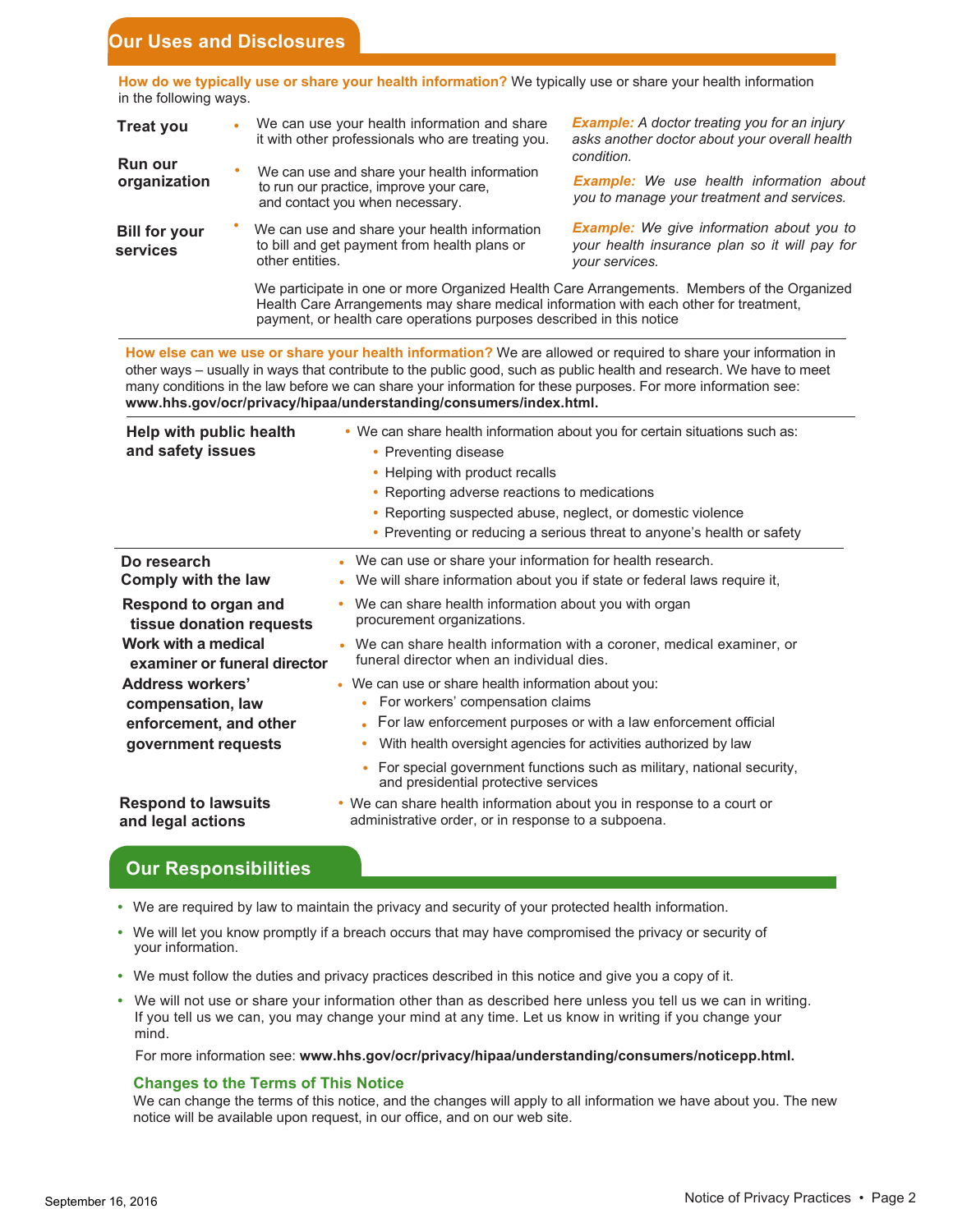## Our Uses and Disclosures

**How do we typically use or share your health information?** We typically use or share your health information in the following ways.

**Treat you**

- We can use your health information and share it with other professionals who are treating you.

*Example: A doctor treating you for an injury asks another doctor about your overall health condition.*

**Run our organization**

- We can use and share your health information to run our practice, improve your care, and contact you when necessary.

*Example: We use health information about you to manage your treatment and services.*

**Bill for your services**

- We can use and share your health information to bill and get payment from health plans or other entities.

*Example: We give information about you to your health insurance plan so it will pay for your services.*

We participate in one or more Organized Health Care Arrangements. Members of the Organized Health Care Arrangements may share medical information with each other for treatment, payment, or health care operations purposes described in this notice

**How else can we use or share your health information?** We are allowed or required to share your information in other ways – usually in ways that contribute to the public good, such as public health and research. We have to meet many conditions in the law before we can share your information for these purposes. For more information see: **www.hhs.gov/ocr/privacy/hipaa/understanding/consumers/index.html.**

**Help with public health and safety issues**

- We can share health information about you for certain situations such as:
  - Preventing disease
  - Helping with product recalls
  - Reporting adverse reactions to medications
  - Reporting suspected abuse, neglect, or domestic violence
  - Preventing or reducing a serious threat to anyone's health or safety

**Do research**

- We can use or share your information for health research.

**Comply with the law**

- We will share information about you if state or federal laws require it,

**Respond to organ and tissue donation requests**

- We can share health information about you with organ procurement organizations.

**Work with a medical examiner or funeral director**

- We can share health information with a coroner, medical examiner, or funeral director when an individual dies.

**Address workers' compensation, law enforcement, and other government requests**

- We can use or share health information about you:
  - For workers' compensation claims
  - For law enforcement purposes or with a law enforcement official
  - With health oversight agencies for activities authorized by law
  - For special government functions such as military, national security, and presidential protective services

**Respond to lawsuits and legal actions**

- We can share health information about you in response to a court or administrative order, or in response to a subpoena.

## Our Responsibilities

- We are required by law to maintain the privacy and security of your protected health information.
- We will let you know promptly if a breach occurs that may have compromised the privacy or security of your information.
- We must follow the duties and privacy practices described in this notice and give you a copy of it.
- We will not use or share your information other than as described here unless you tell us we can in writing. If you tell us we can, you may change your mind at any time. Let us know in writing if you change your mind.

For more information see: **www.hhs.gov/ocr/privacy/hipaa/understanding/consumers/noticepp.html.**

### Changes to the Terms of This Notice

We can change the terms of this notice, and the changes will apply to all information we have about you. The new notice will be available upon request, in our office, and on our web site.

September 16, 2016